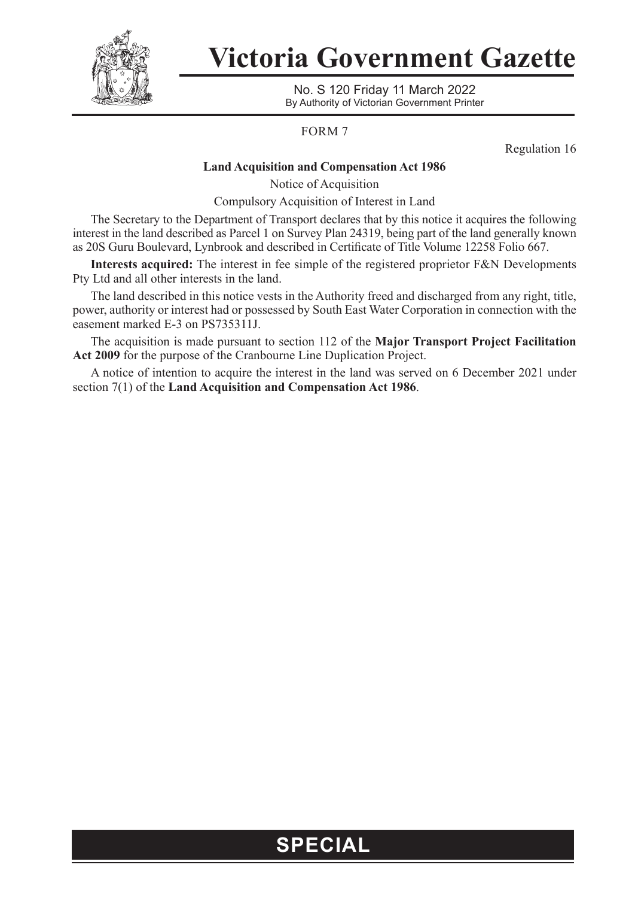# Victoria Government Gazette

No. S 120 Friday 11 March 2022
By Authority of Victorian Government Printer

FORM 7

Regulation 16

**Land Acquisition and Compensation Act 1986**

Notice of Acquisition

Compulsory Acquisition of Interest in Land

The Secretary to the Department of Transport declares that by this notice it acquires the following interest in the land described as Parcel 1 on Survey Plan 24319, being part of the land generally known as 20S Guru Boulevard, Lynbrook and described in Certificate of Title Volume 12258 Folio 667.

**Interests acquired:** The interest in fee simple of the registered proprietor F&N Developments Pty Ltd and all other interests in the land.

The land described in this notice vests in the Authority freed and discharged from any right, title, power, authority or interest had or possessed by South East Water Corporation in connection with the easement marked E-3 on PS735311J.

The acquisition is made pursuant to section 112 of the **Major Transport Project Facilitation Act 2009** for the purpose of the Cranbourne Line Duplication Project.

A notice of intention to acquire the interest in the land was served on 6 December 2021 under section 7(1) of the **Land Acquisition and Compensation Act 1986**.

**SPECIAL**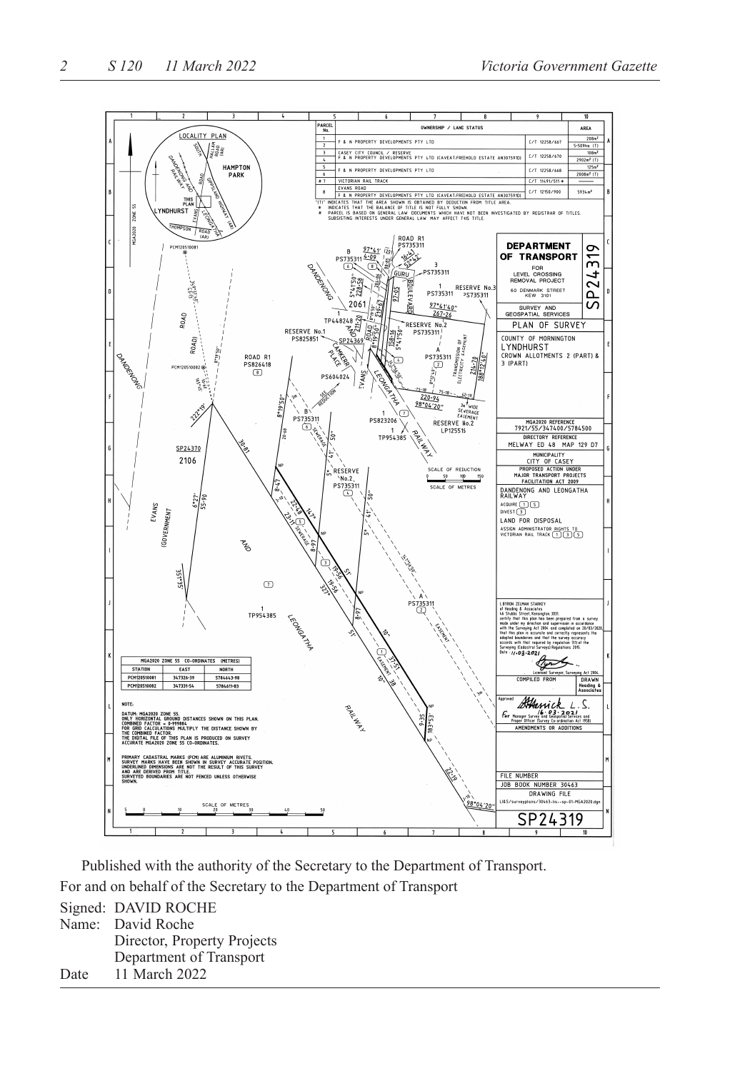| PARCEL No. | OWNERSHIP / LAND STATUS | | AREA |
|---|---|---|---|
| 1 | F & N PROPERTY DEVELOPMENTS PTY LTD | C/T 12258/667 | 208m² |
| 2 | | | 5·509ha (T) |
| 3 | CASEY CITY COUNCIL / RESERVE | C/T 12258/670 | 108m² |
| 4 | F & N PROPERTY DEVELOPMENTS PTY LTD (CAVEAT:FREEHOLD ESTATE AN3075910) | | 2902m² (T) |
| 5 | F & N PROPERTY DEVELOPMENTS PTY LTD | C/T 12258/668 | 125m² |
| 6 | | | 2008m² (T) |
| # 7 | VICTORIAN RAIL TRACK | C/T 11491/511 * | —— |
| 8 | EVANS ROAD F & N PROPERTY DEVELOPMENTS PTY LTD (CAVEAT:FREEHOLD ESTATE AN3075910) | C/T 12150/900 | 5934m² |

"(T)" INDICATES THAT THE AREA SHOWN IS OBTAINED BY DEDUCTION FROM TITLE AREA.
\* INDICATES THAT THE BALANCE OF TITLE IS NOT FULLY SHOWN.
# PARCEL IS BASED ON GENERAL LAW DOCUMENTS WHICH HAVE NOT BEEN INVESTIGATED BY REGISTRAR OF TITLES. SUBSISTING INTERESTS UNDER GENERAL LAW MAY AFFECT THIS TITLE.

**DEPARTMENT OF TRANSPORT**
FOR LEVEL CROSSING REMOVAL PROJECT
60 DENMARK STREET KEW 3101
SURVEY AND GEOSPATIAL SERVICES

**SP24319**

PLAN OF SURVEY

COUNTY OF MORNINGTON
LYNDHURST
CROWN ALLOTMENTS 2 (PART) & 3 (PART)

MGA2020 REFERENCE
7921/55/347400/5784500

DIRECTORY REFERENCE
MELWAY ED 48 MAP 129 D7

MUNICIPALITY
CITY OF CASEY

PROPOSED ACTION UNDER MAJOR TRANSPORT PROJECTS FACILITATION ACT 2009

DANDENONG AND LEONGATHA RAILWAY
ACQUIRE 1 5
DIVEST 3
LAND FOR DISPOSAL
ASSIGN ADMINISTRATOR RIGHTS TO VICTORIAN RAIL TRACK 1 3 5

I, BYRON ZELMAN STARKEY of Reading & Associates 46 Stubbs Street, Kensington 3031, certify that this plan has been prepared from a survey made under my direction and supervision in accordance with the Surveying Act 2004 and completed on 28/03/2020, that this plan is accurate and correctly represents the adopted boundaries and that the survey accuracy accords with that required by regulation 11(1) of the Surveying (Cadastral Surveys) Regulations 2015.
Date: 11-03-2021
Licensed Surveyor, Surveying Act 2004.

COMPILED FROM — DRAWN Reading & Associates

Approved L.S. 16-03-2021
For Manager Survey and Geospatial Services and Proper Officer (Survey Co-ordination Act 1958)

AMENDMENTS OR ADDITIONS

FILE NUMBER
JOB BOOK NUMBER 30463
DRAWING FILE
L&S/surveyplans/30463-ls--sp-01-MGA2020.dgn

SP24319

LOCALITY PLAN: HAMPTON PARK, LYNDHURST, THIS PLAN

| MGA2020 ZONE 55 CO-ORDINATES (METRES) | | |
|---|---|---|
| STATION | EAST | NORTH |
| PCM120510081 | 347326·39 | 5784643·90 |
| PCM120510082 | 347331·54 | 5784611·83 |

NOTE:
DATUM: MGA2020 ZONE 55.
ONLY HORIZONTAL GROUND DISTANCES SHOWN ON THIS PLAN.
COMBINED FACTOR = 0·999884
FOR GRID CALCULATIONS MULTIPLY THE DISTANCE SHOWN BY THE COMBINED FACTOR.
THE DIGITAL FILE OF THIS PLAN IS PRODUCED ON SURVEY ACCURATE MGA2020 ZONE 55 CO-ORDINATES.

PRIMARY CADASTRAL MARKS (PCM) ARE ALUMINIUM RIVETS.
SURVEY MARKS HAVE BEEN SHOWN IN SURVEY ACCURATE POSITION.
UNDERLINED DIMENSIONS ARE NOT THE RESULT OF THIS SURVEY AND ARE DERIVED FROM TITLE.
SURVEYED BOUNDARIES ARE NOT FENCED UNLESS OTHERWISE SHOWN.

Published with the authority of the Secretary to the Department of Transport.

For and on behalf of the Secretary to the Department of Transport

Signed: DAVID ROCHE
Name: David Roche
Director, Property Projects
Department of Transport
Date 11 March 2022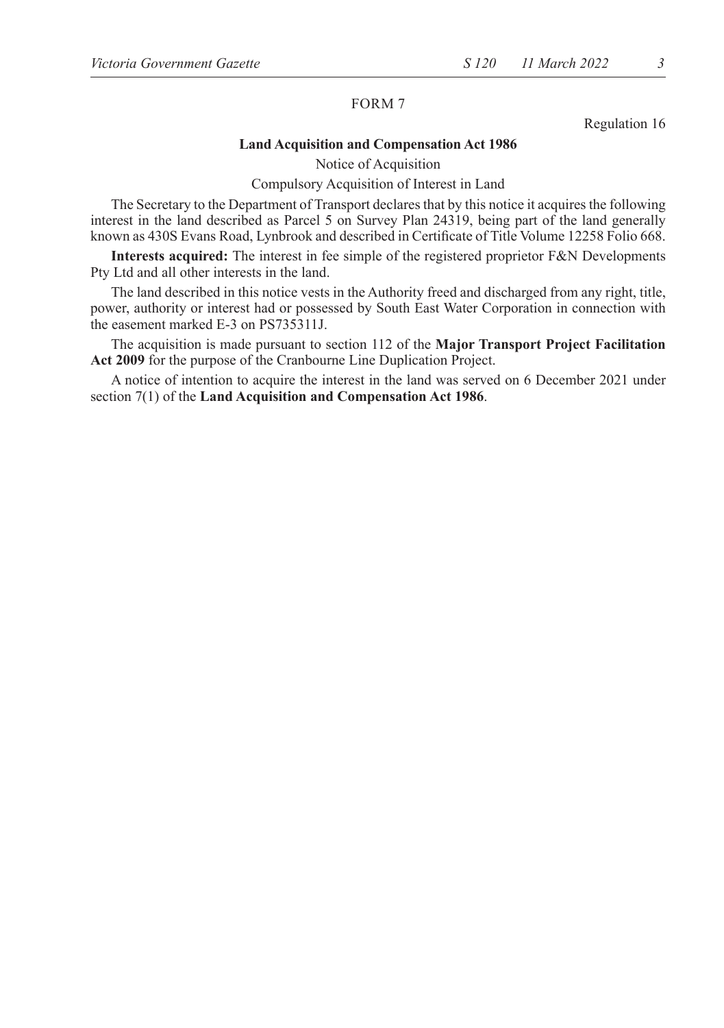FORM 7

Regulation 16

**Land Acquisition and Compensation Act 1986**

Notice of Acquisition

Compulsory Acquisition of Interest in Land

The Secretary to the Department of Transport declares that by this notice it acquires the following interest in the land described as Parcel 5 on Survey Plan 24319, being part of the land generally known as 430S Evans Road, Lynbrook and described in Certificate of Title Volume 12258 Folio 668.

**Interests acquired:** The interest in fee simple of the registered proprietor F&N Developments Pty Ltd and all other interests in the land.

The land described in this notice vests in the Authority freed and discharged from any right, title, power, authority or interest had or possessed by South East Water Corporation in connection with the easement marked E-3 on PS735311J.

The acquisition is made pursuant to section 112 of the **Major Transport Project Facilitation Act 2009** for the purpose of the Cranbourne Line Duplication Project.

A notice of intention to acquire the interest in the land was served on 6 December 2021 under section 7(1) of the **Land Acquisition and Compensation Act 1986**.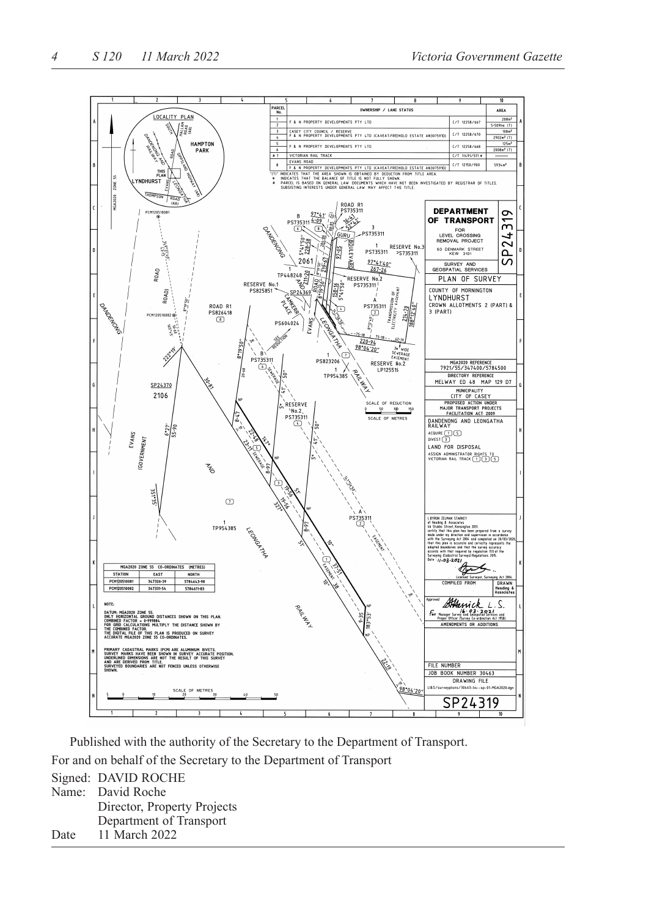| PARCEL No. | OWNERSHIP / LAND STATUS | | AREA |
|---|---|---|---|
| 1 | F & N PROPERTY DEVELOPMENTS PTY LTD | C/T 12258/667 | 208m² |
| 2 | | | 5·509ha (T) |
| 3 | CASEY CITY COUNCIL / RESERVE | C/T 12258/670 | 188m² |
| 4 | F & N PROPERTY DEVELOPMENTS PTY LTD (CAVEAT:FREEHOLD ESTATE AN307591D) | | 2902m² (T) |
| 5 | F & N PROPERTY DEVELOPMENTS PTY LTD | C/T 12258/668 | 125m² |
| 6 | | | 2008m² (T) |
| # 7 | VICTORIAN RAIL TRACK | C/T 11491/511 * | ——— |
| 8 | EVANS ROAD | C/T 12150/900 | 5934m² |
| | F & N PROPERTY DEVELOPMENTS PTY LTD (CAVEAT:FREEHOLD ESTATE AN307591D) | | |

"(T)" INDICATES THAT THE AREA SHOWN IS OBTAINED BY DEDUCTION FROM TITLE AREA.
\* INDICATES THAT THE BALANCE OF TITLE IS NOT FULLY SHOWN.
\# PARCEL IS BASED ON GENERAL LAW DOCUMENTS WHICH HAVE NOT BEEN INVESTIGATED BY REGISTRAR OF TITLES. SUBSISTING INTERESTS UNDER GENERAL LAW MAY AFFECT THIS TITLE.

**DEPARTMENT OF TRANSPORT**

FOR LEVEL CROSSING REMOVAL PROJECT
60 DENMARK STREET KEW 3101

SURVEY AND GEOSPATIAL SERVICES

SP24319

**PLAN OF SURVEY**

COUNTY OF MORNINGTON
LYNDHURST
CROWN ALLOTMENTS 2 (PART) & 3 (PART)

MGA2020 REFERENCE
7921/55/347400/5784500

DIRECTORY REFERENCE
MELWAY ED 48 MAP 129 D7

MUNICIPALITY
CITY OF CASEY

PROPOSED ACTION UNDER MAJOR TRANSPORT PROJECTS FACILITATION ACT 2009

DANDENONG AND LEONGATHA RAILWAY
ACQUIRE (1) (5)
DIVEST (3)

LAND FOR DISPOSAL
ASSIGN ADMINISTRATOR RIGHTS TO VICTORIAN RAIL TRACK (1) (3) (5)

LOCALITY PLAN

| MGA2020 ZONE 55 CO-ORDINATES (METRES) | | |
|---|---|---|
| STATION | EAST | NORTH |
| PCM120510081 | 347326·39 | 5784443·98 |
| PCM120510082 | 347331·54 | 5784611·83 |

NOTE:
DATUM: MGA2020 ZONE 55.
ONLY HORIZONTAL GROUND DISTANCES SHOWN ON THIS PLAN.
COMBINED FACTOR = 0·999884
FOR GRID CALCULATIONS MULTIPLY THE DISTANCE SHOWN BY THE COMBINED FACTOR.
THE DIGITAL FILE OF THIS PLAN IS PRODUCED ON SURVEY ACCURATE MGA2020 ZONE 55 CO-ORDINATES.

PRIMARY CADASTRAL MARKS (PCM) ARE ALUMINIUM RIVETS.
SURVEY MARKS HAVE BEEN SHOWN IN SURVEY ACCURATE POSITION.
UNDERLINED DIMENSIONS ARE NOT THE RESULT OF THIS SURVEY AND ARE DERIVED FROM TITLE.
SURVEYED BOUNDARIES ARE NOT FENCED UNLESS OTHERWISE SHOWN.

L BYRON ZELMAN STARKEY of Heading & Associates 46 Stubbs Street, Kensington 3031, certify that this plan has been prepared from a survey made under my direction and supervision in accordance with the Surveying Act 2004 and completed on 28/03/2020, that this plan is accurate and correctly represents the adopted boundaries and that the survey accuracy accords with that required by regulation 11(1) of the Surveying (Cadastral Surveys) Regulations 2015.
Date : 11-03-2021

Licensed Surveyor, Surveying Act 2004.

COMPILED FROM | DRAWN Heading & Associates

Approved L.S. 16-03-2021
For Manager Survey and Geospatial Services and Proper Officer (Survey Co-ordination Act 1958)

AMENDMENTS OR ADDITIONS

FILE NUMBER
JOB BOOK NUMBER 30463
DRAWING FILE
L&S/surveyplans/30463-lis--sp-01-MGA2020.dgn

SP24319

Published with the authority of the Secretary to the Department of Transport.

For and on behalf of the Secretary to the Department of Transport

Signed: DAVID ROCHE
Name: David Roche
Director, Property Projects
Department of Transport
Date 11 March 2022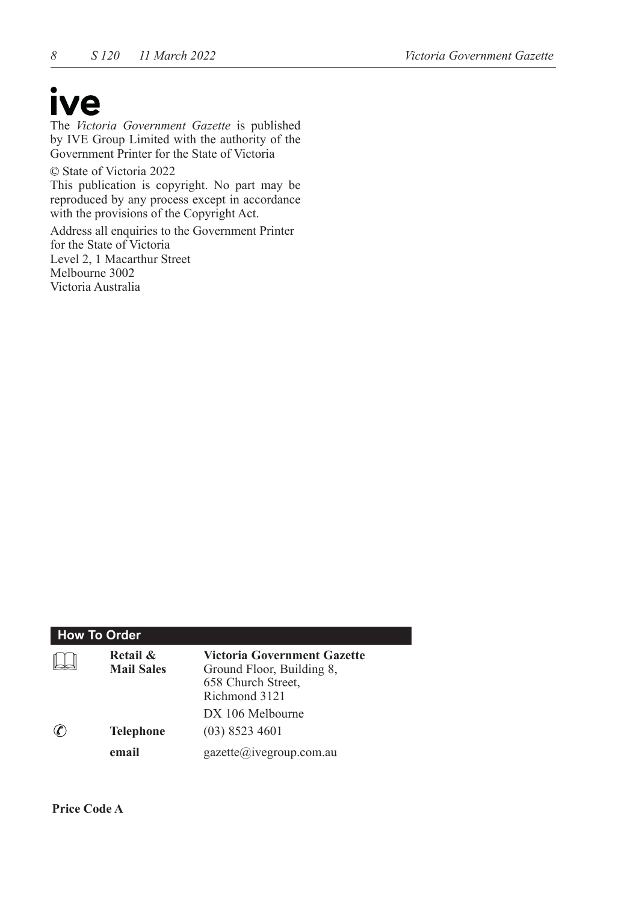ive

The *Victoria Government Gazette* is published by IVE Group Limited with the authority of the Government Printer for the State of Victoria

© State of Victoria 2022

This publication is copyright. No part may be reproduced by any process except in accordance with the provisions of the Copyright Act.

Address all enquiries to the Government Printer for the State of Victoria
Level 2, 1 Macarthur Street
Melbourne 3002
Victoria Australia

**How To Order**

| | | |
|---|---|---|
| | **Retail & Mail Sales** | **Victoria Government Gazette**<br>Ground Floor, Building 8,<br>658 Church Street,<br>Richmond 3121<br>DX 106 Melbourne |
| | **Telephone** | (03) 8523 4601 |
| | **email** | gazette@ivegroup.com.au |

**Price Code A**